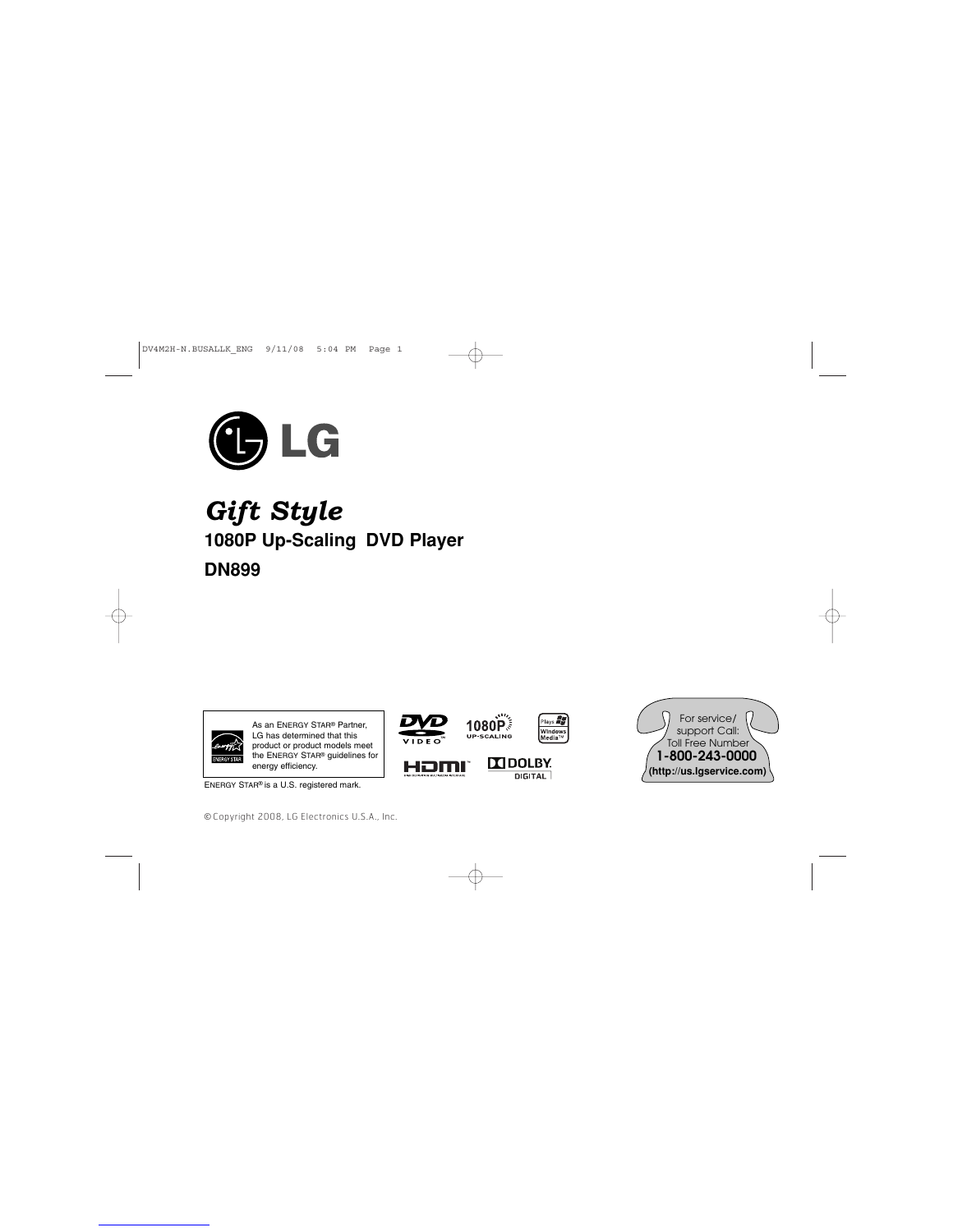LG

# *Gift Style*

## 1080P Up-Scaling DVD Player

## DN899

As an ENERGY STAR® Partner, LG has determined that this product or product models meet the ENERGY STAR® guidelines for energy efficiency.

ENERGY STAR® is a U.S. registered mark.

For service/ support Call:
Toll Free Number
**1-800-243-0000**
**(http://us.lgservice.com)**

© Copyright 2008, LG Electronics U.S.A., Inc.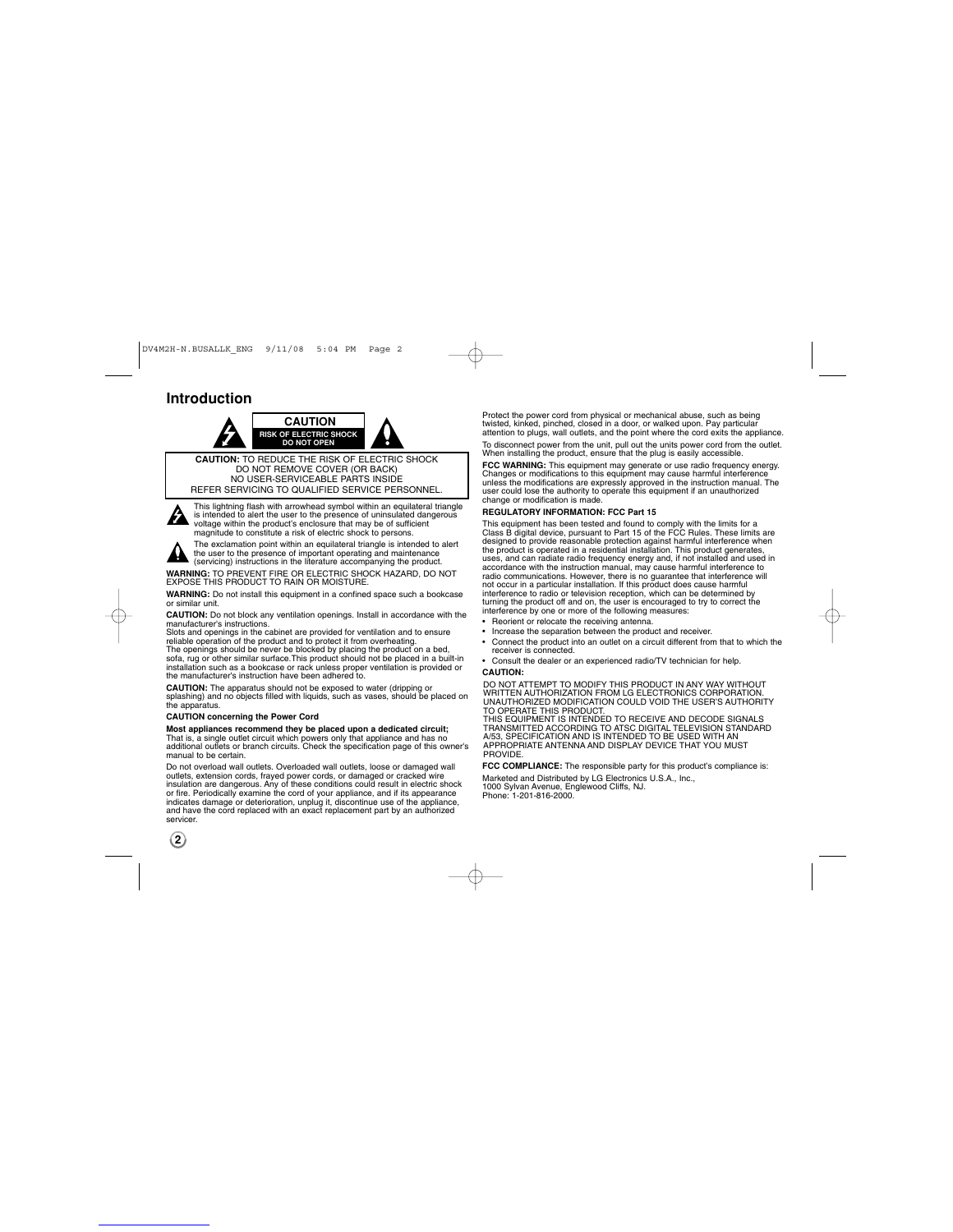# Introduction

**CAUTION**

**RISK OF ELECTRIC SHOCK DO NOT OPEN**

**CAUTION:** TO REDUCE THE RISK OF ELECTRIC SHOCK DO NOT REMOVE COVER (OR BACK) NO USER-SERVICEABLE PARTS INSIDE REFER SERVICING TO QUALIFIED SERVICE PERSONNEL.

This lightning flash with arrowhead symbol within an equilateral triangle is intended to alert the user to the presence of uninsulated dangerous voltage within the product's enclosure that may be of sufficient magnitude to constitute a risk of electric shock to persons.

The exclamation point within an equilateral triangle is intended to alert the user to the presence of important operating and maintenance (servicing) instructions in the literature accompanying the product.

**WARNING:** TO PREVENT FIRE OR ELECTRIC SHOCK HAZARD, DO NOT EXPOSE THIS PRODUCT TO RAIN OR MOISTURE.

**WARNING:** Do not install this equipment in a confined space such a bookcase or similar unit.

**CAUTION:** Do not block any ventilation openings. Install in accordance with the manufacturer's instructions.
Slots and openings in the cabinet are provided for ventilation and to ensure reliable operation of the product and to protect it from overheating.
The openings should be never be blocked by placing the product on a bed, sofa, rug or other similar surface.This product should not be placed in a built-in installation such as a bookcase or rack unless proper ventilation is provided or the manufacturer's instruction have been adhered to.

**CAUTION:** The apparatus should not be exposed to water (dripping or splashing) and no objects filled with liquids, such as vases, should be placed on the apparatus.

**CAUTION concerning the Power Cord**

**Most appliances recommend they be placed upon a dedicated circuit;**
That is, a single outlet circuit which powers only that appliance and has no additional outlets or branch circuits. Check the specification page of this owner's manual to be certain.

Do not overload wall outlets. Overloaded wall outlets, loose or damaged wall outlets, extension cords, frayed power cords, or damaged or cracked wire insulation are dangerous. Any of these conditions could result in electric shock or fire. Periodically examine the cord of your appliance, and if its appearance indicates damage or deterioration, unplug it, discontinue use of the appliance, and have the cord replaced with an exact replacement part by an authorized servicer.

Protect the power cord from physical or mechanical abuse, such as being twisted, kinked, pinched, closed in a door, or walked upon. Pay particular attention to plugs, wall outlets, and the point where the cord exits the appliance.

To disconnect power from the unit, pull out the units power cord from the outlet. When installing the product, ensure that the plug is easily accessible.

**FCC WARNING:** This equipment may generate or use radio frequency energy. Changes or modifications to this equipment may cause harmful interference unless the modifications are expressly approved in the instruction manual. The user could lose the authority to operate this equipment if an unauthorized change or modification is made.

**REGULATORY INFORMATION: FCC Part 15**

This equipment has been tested and found to comply with the limits for a Class B digital device, pursuant to Part 15 of the FCC Rules. These limits are designed to provide reasonable protection against harmful interference when the product is operated in a residential installation. This product generates, uses, and can radiate radio frequency energy and, if not installed and used in accordance with the instruction manual, may cause harmful interference to radio communications. However, there is no guarantee that interference will not occur in a particular installation. If this product does cause harmful interference to radio or television reception, which can be determined by turning the product off and on, the user is encouraged to try to correct the interference by one or more of the following measures:

- Reorient or relocate the receiving antenna.
- Increase the separation between the product and receiver.
- Connect the product into an outlet on a circuit different from that to which the receiver is connected.
- Consult the dealer or an experienced radio/TV technician for help.

**CAUTION:**

DO NOT ATTEMPT TO MODIFY THIS PRODUCT IN ANY WAY WITHOUT WRITTEN AUTHORIZATION FROM LG ELECTRONICS CORPORATION. UNAUTHORIZED MODIFICATION COULD VOID THE USER'S AUTHORITY TO OPERATE THIS PRODUCT.
THIS EQUIPMENT IS INTENDED TO RECEIVE AND DECODE SIGNALS TRANSMITTED ACCORDING TO ATSC DIGITAL TELEVISION STANDARD A/53, SPECIFICATION AND IS INTENDED TO BE USED WITH AN APPROPRIATE ANTENNA AND DISPLAY DEVICE THAT YOU MUST PROVIDE.

**FCC COMPLIANCE:** The responsible party for this product's compliance is:

Marketed and Distributed by LG Electronics U.S.A., Inc.,
1000 Sylvan Avenue, Englewood Cliffs, NJ.
Phone: 1-201-816-2000.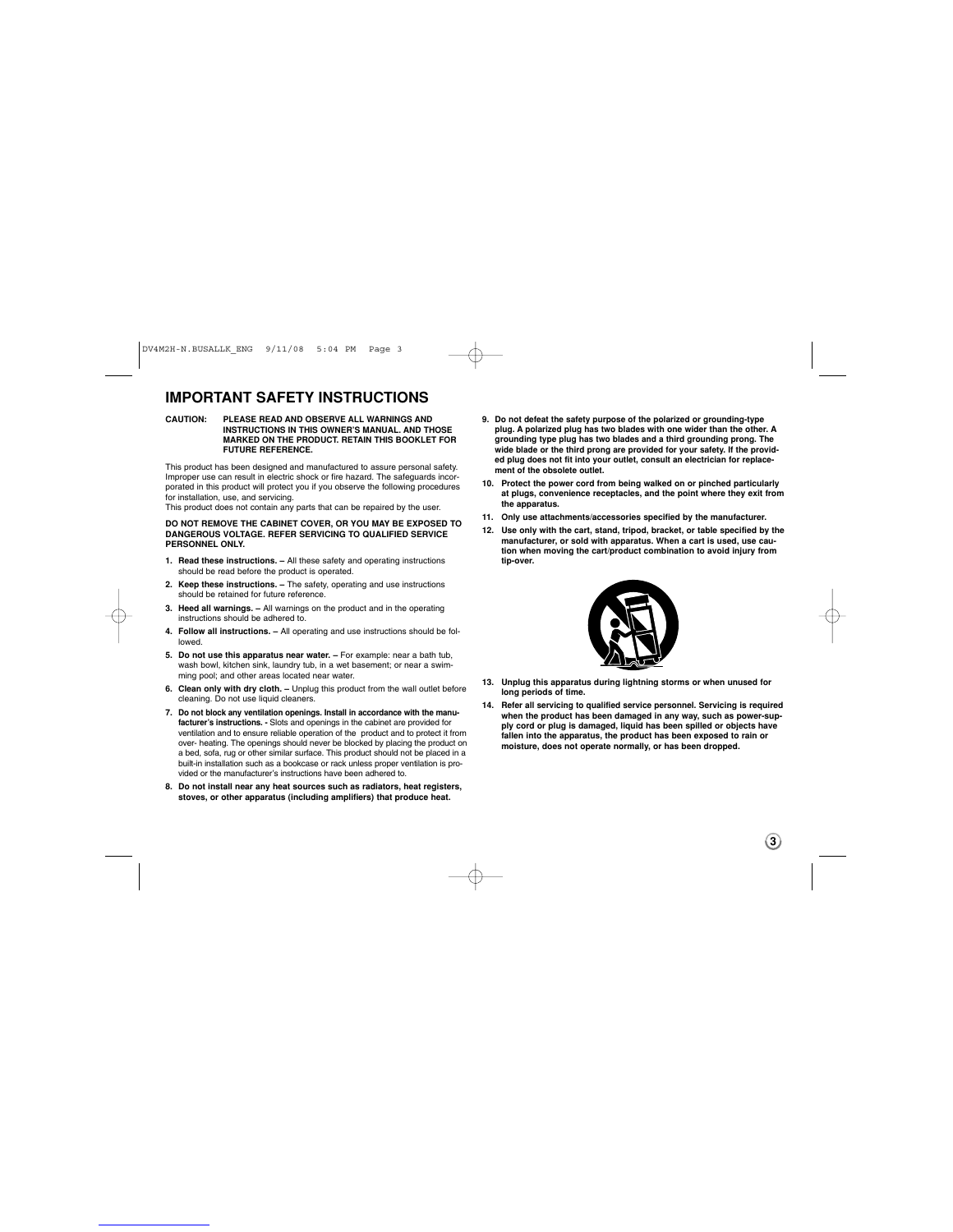# IMPORTANT SAFETY INSTRUCTIONS

**CAUTION: PLEASE READ AND OBSERVE ALL WARNINGS AND INSTRUCTIONS IN THIS OWNER'S MANUAL. AND THOSE MARKED ON THE PRODUCT. RETAIN THIS BOOKLET FOR FUTURE REFERENCE.**

This product has been designed and manufactured to assure personal safety. Improper use can result in electric shock or fire hazard. The safeguards incorporated in this product will protect you if you observe the following procedures for installation, use, and servicing.
This product does not contain any parts that can be repaired by the user.

**DO NOT REMOVE THE CABINET COVER, OR YOU MAY BE EXPOSED TO DANGEROUS VOLTAGE. REFER SERVICING TO QUALIFIED SERVICE PERSONNEL ONLY.**

1. **Read these instructions. –** All these safety and operating instructions should be read before the product is operated.
2. **Keep these instructions. –** The safety, operating and use instructions should be retained for future reference.
3. **Heed all warnings. –** All warnings on the product and in the operating instructions should be adhered to.
4. **Follow all instructions. –** All operating and use instructions should be followed.
5. **Do not use this apparatus near water. –** For example: near a bath tub, wash bowl, kitchen sink, laundry tub, in a wet basement; or near a swimming pool; and other areas located near water.
6. **Clean only with dry cloth. –** Unplug this product from the wall outlet before cleaning. Do not use liquid cleaners.
7. **Do not block any ventilation openings. Install in accordance with the manufacturer's instructions. -** Slots and openings in the cabinet are provided for ventilation and to ensure reliable operation of the product and to protect it from over- heating. The openings should never be blocked by placing the product on a bed, sofa, rug or other similar surface. This product should not be placed in a built-in installation such as a bookcase or rack unless proper ventilation is provided or the manufacturer's instructions have been adhered to.
8. **Do not install near any heat sources such as radiators, heat registers, stoves, or other apparatus (including amplifiers) that produce heat.**
9. **Do not defeat the safety purpose of the polarized or grounding-type plug. A polarized plug has two blades with one wider than the other. A grounding type plug has two blades and a third grounding prong. The wide blade or the third prong are provided for your safety. If the provided plug does not fit into your outlet, consult an electrician for replacement of the obsolete outlet.**
10. **Protect the power cord from being walked on or pinched particularly at plugs, convenience receptacles, and the point where they exit from the apparatus.**
11. **Only use attachments/accessories specified by the manufacturer.**
12. **Use only with the cart, stand, tripod, bracket, or table specified by the manufacturer, or sold with apparatus. When a cart is used, use caution when moving the cart/product combination to avoid injury from tip-over.**
13. **Unplug this apparatus during lightning storms or when unused for long periods of time.**
14. **Refer all servicing to qualified service personnel. Servicing is required when the product has been damaged in any way, such as power-supply cord or plug is damaged, liquid has been spilled or objects have fallen into the apparatus, the product has been exposed to rain or moisture, does not operate normally, or has been dropped.**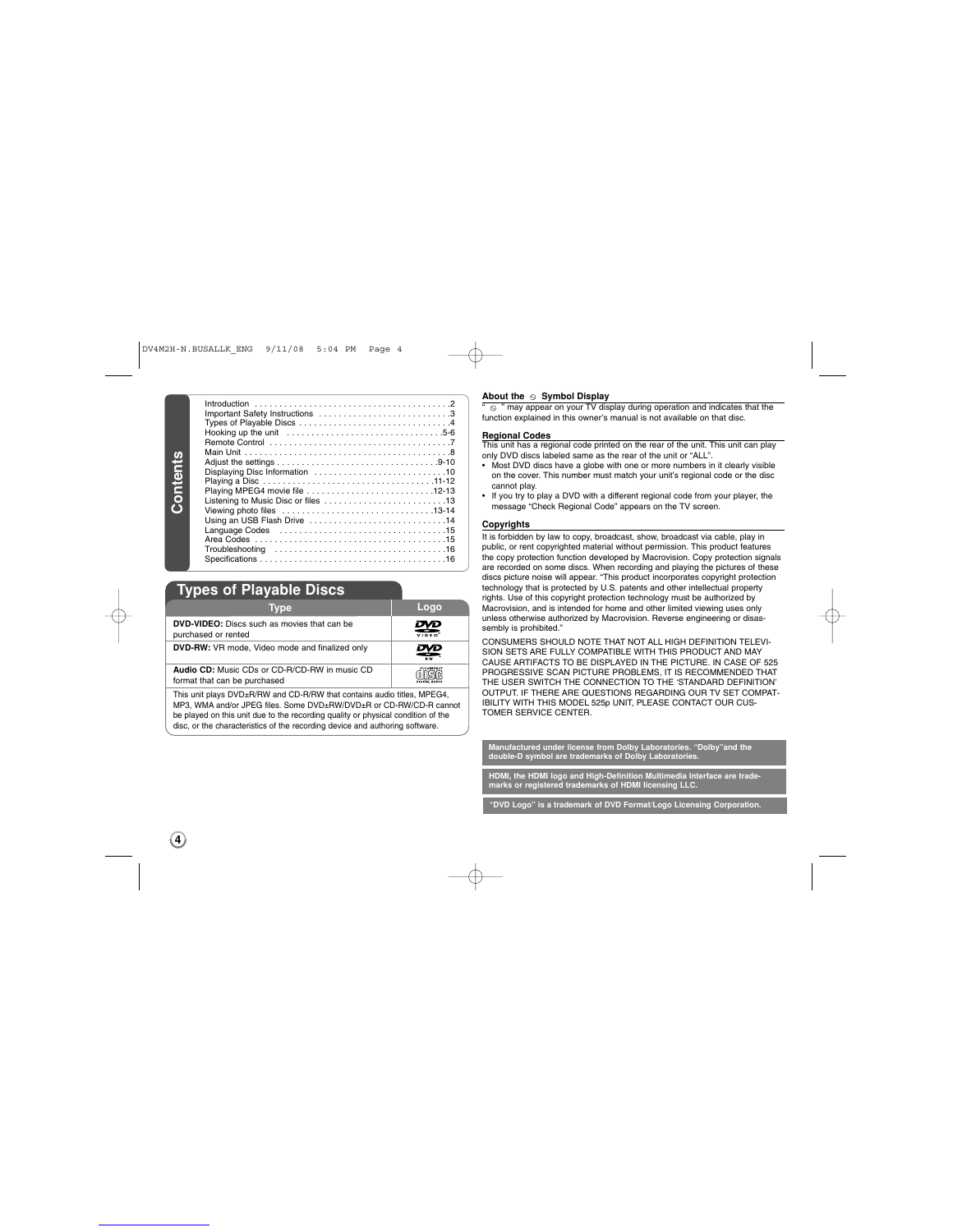## Contents

| | |
|---|---|
| Introduction | 2 |
| Important Safety Instructions | 3 |
| Types of Playable Discs | 4 |
| Hooking up the unit | 5-6 |
| Remote Control | 7 |
| Main Unit | 8 |
| Adjust the settings | 9-10 |
| Displaying Disc Information | 10 |
| Playing a Disc | 11-12 |
| Playing MPEG4 movie file | 12-13 |
| Listening to Music Disc or files | 13 |
| Viewing photo files | 13-14 |
| Using an USB Flash Drive | 14 |
| Language Codes | 15 |
| Area Codes | 15 |
| Troubleshooting | 16 |
| Specifications | 16 |

## Types of Playable Discs

| Type | Logo |
|---|---|
| **DVD-VIDEO:** Discs such as movies that can be purchased or rented | DVD VIDEO |
| **DVD-RW:** VR mode, Video mode and finalized only | DVD RW |
| **Audio CD:** Music CDs or CD-R/CD-RW in music CD format that can be purchased | COMPACT DISC DIGITAL AUDIO |

This unit plays DVD±R/RW and CD-R/RW that contains audio titles, MPEG4, MP3, WMA and/or JPEG files. Some DVD±RW/DVD±R or CD-RW/CD-R cannot be played on this unit due to the recording quality or physical condition of the disc, or the characteristics of the recording device and authoring software.

### About the ⦸ Symbol Display

"⦸" may appear on your TV display during operation and indicates that the function explained in this owner's manual is not available on that disc.

### Regional Codes

This unit has a regional code printed on the rear of the unit. This unit can play only DVD discs labeled same as the rear of the unit or "ALL".

- Most DVD discs have a globe with one or more numbers in it clearly visible on the cover. This number must match your unit's regional code or the disc cannot play.
- If you try to play a DVD with a different regional code from your player, the message "Check Regional Code" appears on the TV screen.

### Copyrights

It is forbidden by law to copy, broadcast, show, broadcast via cable, play in public, or rent copyrighted material without permission. This product features the copy protection function developed by Macrovision. Copy protection signals are recorded on some discs. When recording and playing the pictures of these discs picture noise will appear. "This product incorporates copyright protection technology that is protected by U.S. patents and other intellectual property rights. Use of this copyright protection technology must be authorized by Macrovision, and is intended for home and other limited viewing uses only unless otherwise authorized by Macrovision. Reverse engineering or disassembly is prohibited."

CONSUMERS SHOULD NOTE THAT NOT ALL HIGH DEFINITION TELEVISION SETS ARE FULLY COMPATIBLE WITH THIS PRODUCT AND MAY CAUSE ARTIFACTS TO BE DISPLAYED IN THE PICTURE. IN CASE OF 525 PROGRESSIVE SCAN PICTURE PROBLEMS, IT IS RECOMMENDED THAT THE USER SWITCH THE CONNECTION TO THE 'STANDARD DEFINITION' OUTPUT. IF THERE ARE QUESTIONS REGARDING OUR TV SET COMPATIBILITY WITH THIS MODEL 525p UNIT, PLEASE CONTACT OUR CUSTOMER SERVICE CENTER.

**Manufactured under license from Dolby Laboratories. "Dolby"and the double-D symbol are trademarks of Dolby Laboratories.**

**HDMI, the HDMI logo and High-Definition Multimedia Interface are trademarks or registered trademarks of HDMI licensing LLC.**

**"DVD Logo" is a trademark of DVD Format/Logo Licensing Corporation.**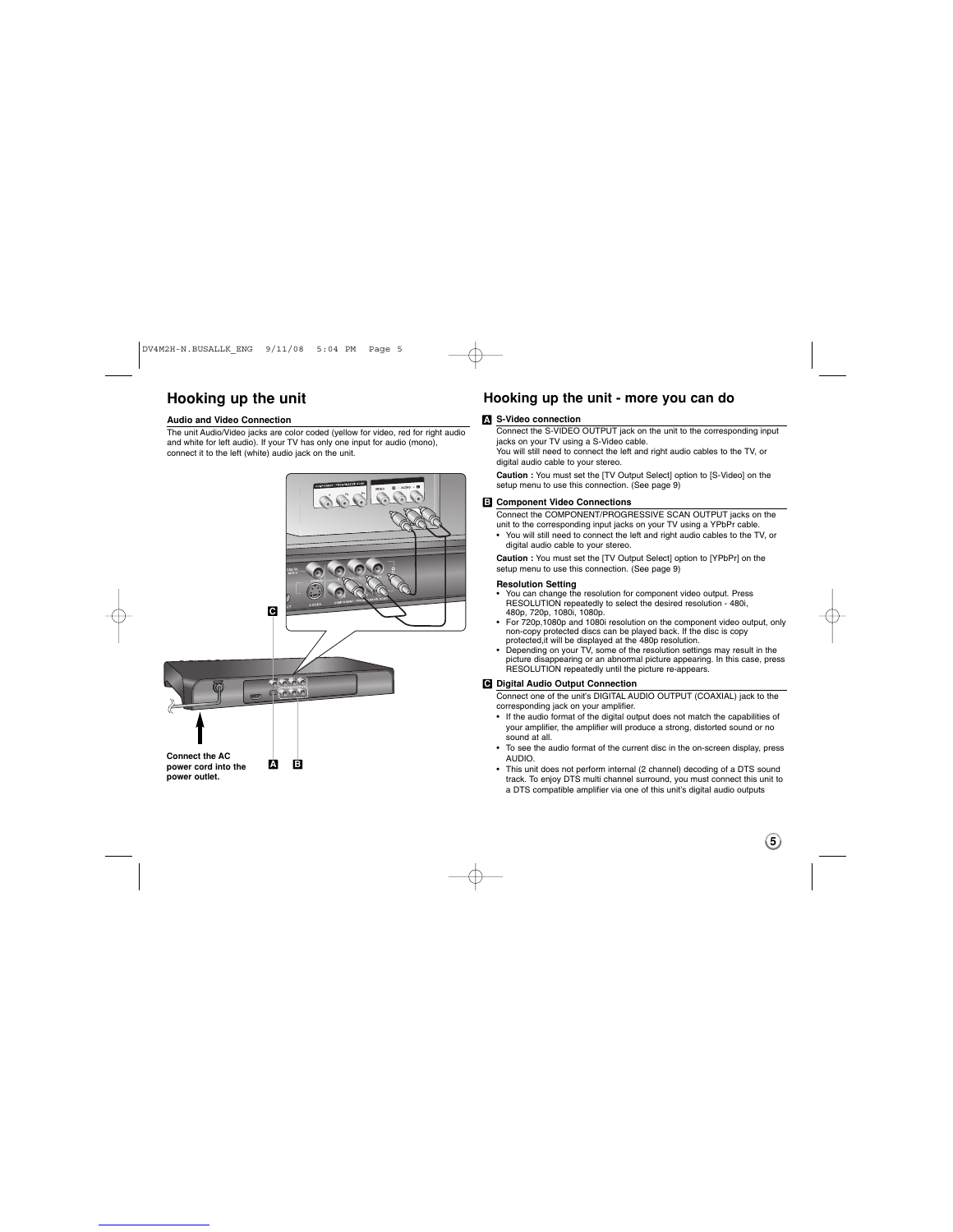# Hooking up the unit

### Audio and Video Connection

The unit Audio/Video jacks are color coded (yellow for video, red for right audio and white for left audio). If your TV has only one input for audio (mono), connect it to the left (white) audio jack on the unit.

**Connect the AC power cord into the power outlet.**

# Hooking up the unit - more you can do

### A S-Video connection

Connect the S-VIDEO OUTPUT jack on the unit to the corresponding input jacks on your TV using a S-Video cable.
You will still need to connect the left and right audio cables to the TV, or digital audio cable to your stereo.

**Caution :** You must set the [TV Output Select] option to [S-Video] on the setup menu to use this connection. (See page 9)

### B Component Video Connections

Connect the COMPONENT/PROGRESSIVE SCAN OUTPUT jacks on the unit to the corresponding input jacks on your TV using a YPbPr cable.

- You will still need to connect the left and right audio cables to the TV, or digital audio cable to your stereo.

**Caution :** You must set the [TV Output Select] option to [YPbPr] on the setup menu to use this connection. (See page 9)

**Resolution Setting**

- You can change the resolution for component video output. Press RESOLUTION repeatedly to select the desired resolution - 480i, 480p, 720p, 1080i, 1080p.
- For 720p,1080p and 1080i resolution on the component video output, only non-copy protected discs can be played back. If the disc is copy protected,it will be displayed at the 480p resolution.
- Depending on your TV, some of the resolution settings may result in the picture disappearing or an abnormal picture appearing. In this case, press RESOLUTION repeatedly until the picture re-appears.

### C Digital Audio Output Connection

Connect one of the unit's DIGITAL AUDIO OUTPUT (COAXIAL) jack to the corresponding jack on your amplifier.

- If the audio format of the digital output does not match the capabilities of your amplifier, the amplifier will produce a strong, distorted sound or no sound at all.
- To see the audio format of the current disc in the on-screen display, press AUDIO.
- This unit does not perform internal (2 channel) decoding of a DTS sound track. To enjoy DTS multi channel surround, you must connect this unit to a DTS compatible amplifier via one of this unit's digital audio outputs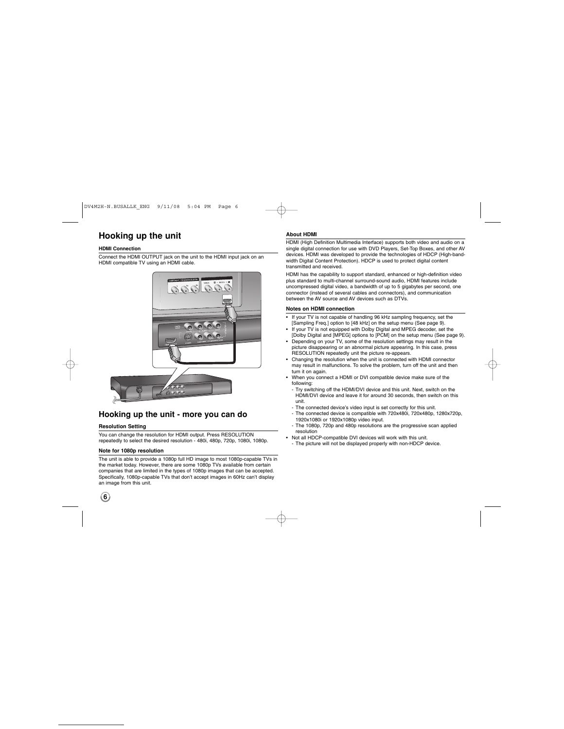## Hooking up the unit

### HDMI Connection

Connect the HDMI OUTPUT jack on the unit to the HDMI input jack on an HDMI compatible TV using an HDMI cable.

## Hooking up the unit - more you can do

### Resolution Setting

You can change the resolution for HDMI output. Press RESOLUTION repeatedly to select the desired resolution - 480i, 480p, 720p, 1080i, 1080p.

### Note for 1080p resolution

The unit is able to provide a 1080p full HD image to most 1080p-capable TVs in the market today. However, there are some 1080p TVs available from certain companies that are limited in the types of 1080p images that can be accepted. Specifically, 1080p-capable TVs that don't accept images in 60Hz can't display an image from this unit.

### About HDMI

HDMI (High Definition Multimedia Interface) supports both video and audio on a single digital connection for use with DVD Players, Set-Top Boxes, and other AV devices. HDMI was developed to provide the technologies of HDCP (High-bandwidth Digital Content Protection). HDCP is used to protect digital content transmitted and received.

HDMI has the capability to support standard, enhanced or high-definition video plus standard to multi-channel surround-sound audio, HDMI features include uncompressed digital video, a bandwidth of up to 5 gigabytes per second, one connector (instead of several cables and connectors), and communication between the AV source and AV devices such as DTVs.

### Notes on HDMI connection

- If your TV is not capable of handling 96 kHz sampling frequency, set the [Sampling Freq.] option to [48 kHz] on the setup menu (See page 9).
- If your TV is not equipped with Dolby Digital and MPEG decoder, set the [Dolby Digital and [MPEG] options to [PCM] on the setup menu (See page 9).
- Depending on your TV, some of the resolution settings may result in the picture disappearing or an abnormal picture appearing. In this case, press RESOLUTION repeatedly unit the picture re-appears.
- Changing the resolution when the unit is connected with HDMI connector may result in malfunctions. To solve the problem, turn off the unit and then turn it on again.
- When you connect a HDMI or DVI compatible device make sure of the following:
  - Try switching off the HDMI/DVI device and this unit. Next, switch on the HDMI/DVI device and leave it for around 30 seconds, then switch on this unit.
  - The connected device's video input is set correctly for this unit.
  - The connected device is compatible with 720x480i, 720x480p, 1280x720p, 1920x1080i or 1920x1080p video input.
  - The 1080p, 720p and 480p resolutions are the progressive scan applied resolution
- Not all HDCP-compatible DVI devices will work with this unit.
  - The picture will not be displayed properly with non-HDCP device.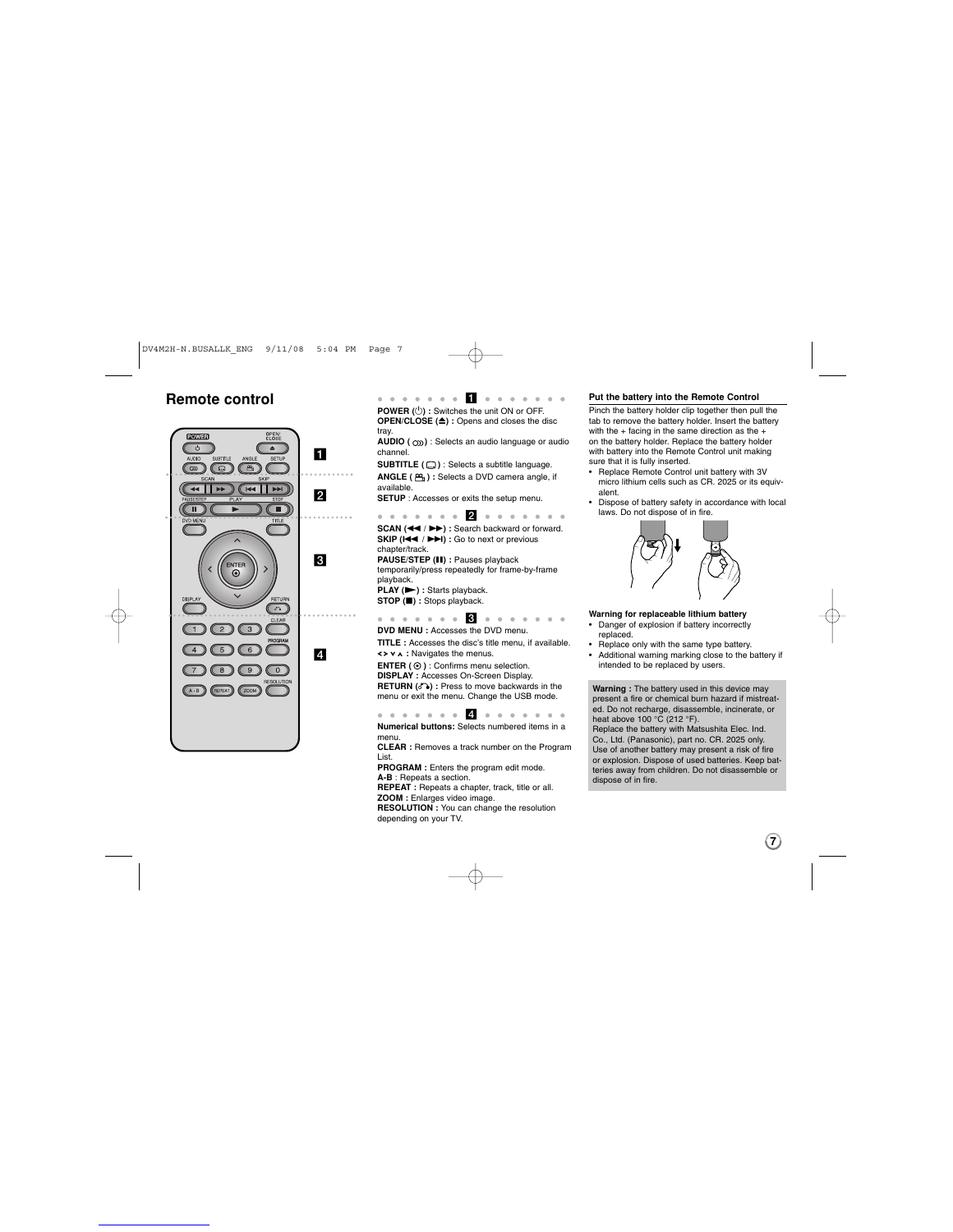## Remote control

**1**

**POWER (⏻) :** Switches the unit ON or OFF.
**OPEN/CLOSE (⏏) :** Opens and closes the disc tray.
**AUDIO ( ) :** Selects an audio language or audio channel.
**SUBTITLE ( ) :** Selects a subtitle language.
**ANGLE ( ) :** Selects a DVD camera angle, if available.
**SETUP** : Accesses or exits the setup menu.

**2**

**SCAN (◀◀ / ▶▶) :** Search backward or forward.
**SKIP (|◀◀ / ▶▶|) :** Go to next or previous chapter/track.
**PAUSE/STEP (❚❚) :** Pauses playback temporarily/press repeatedly for frame-by-frame playback.
**PLAY (▶) :** Starts playback.
**STOP (■) :** Stops playback.

**3**

**DVD MENU :** Accesses the DVD menu.
**TITLE :** Accesses the disc's title menu, if available.
**< > v ʌ :** Navigates the menus.
**ENTER ( ⊙ ) :** Confirms menu selection.
**DISPLAY :** Accesses On-Screen Display.
**RETURN ( ) :** Press to move backwards in the menu or exit the menu. Change the USB mode.

**4**

**Numerical buttons:** Selects numbered items in a menu.
**CLEAR :** Removes a track number on the Program List.
**PROGRAM :** Enters the program edit mode.
**A-B** : Repeats a section.
**REPEAT :** Repeats a chapter, track, title or all.
**ZOOM :** Enlarges video image.
**RESOLUTION :** You can change the resolution depending on your TV.

### Put the battery into the Remote Control

Pinch the battery holder clip together then pull the tab to remove the battery holder. Insert the battery with the + facing in the same direction as the + on the battery holder. Replace the battery holder with battery into the Remote Control unit making sure that it is fully inserted.

- Replace Remote Control unit battery with 3V micro lithium cells such as CR. 2025 or its equivalent.
- Dispose of battery safety in accordance with local laws. Do not dispose of in fire.

### Warning for replaceable lithium battery

- Danger of explosion if battery incorrectly replaced.
- Replace only with the same type battery.
- Additional warning marking close to the battery if intended to be replaced by users.

**Warning :** The battery used in this device may present a fire or chemical burn hazard if mistreated. Do not recharge, disassemble, incinerate, or heat above 100 °C (212 °F).
Replace the battery with Matsushita Elec. Ind. Co., Ltd. (Panasonic), part no. CR. 2025 only. Use of another battery may present a risk of fire or explosion. Dispose of used batteries. Keep batteries away from children. Do not disassemble or dispose of in fire.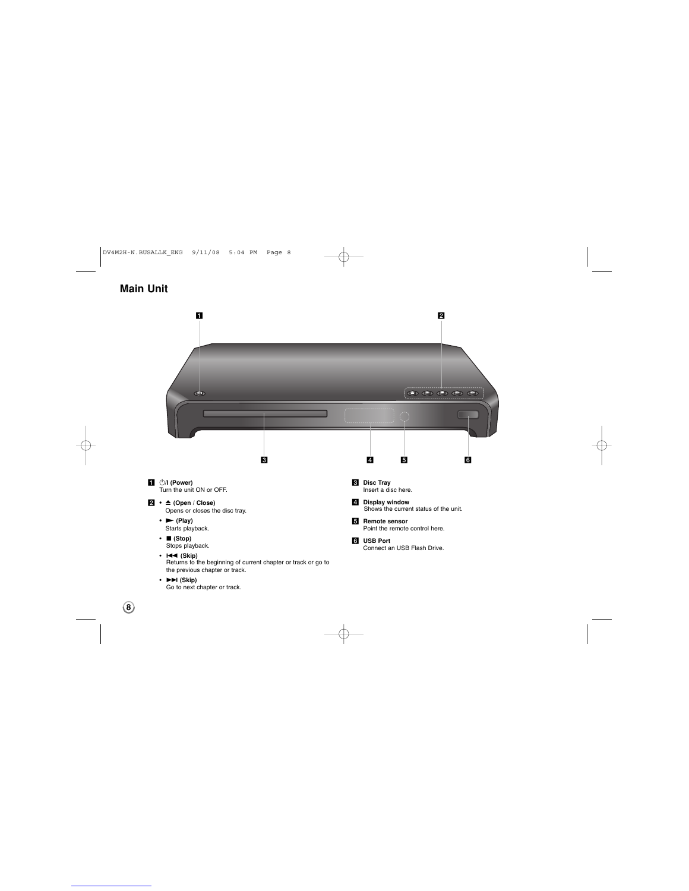## Main Unit

1 ⏻/I (Power)
Turn the unit ON or OFF.

2 • ⏏ (Open / Close)
Opens or closes the disc tray.

• ► (Play)
Starts playback.

• ■ (Stop)
Stops playback.

• I◄◄ (Skip)
Returns to the beginning of current chapter or track or go to the previous chapter or track.

• ►►I (Skip)
Go to next chapter or track.

3 **Disc Tray**
Insert a disc here.

4 **Display window**
Shows the current status of the unit.

5 **Remote sensor**
Point the remote control here.

6 **USB Port**
Connect an USB Flash Drive.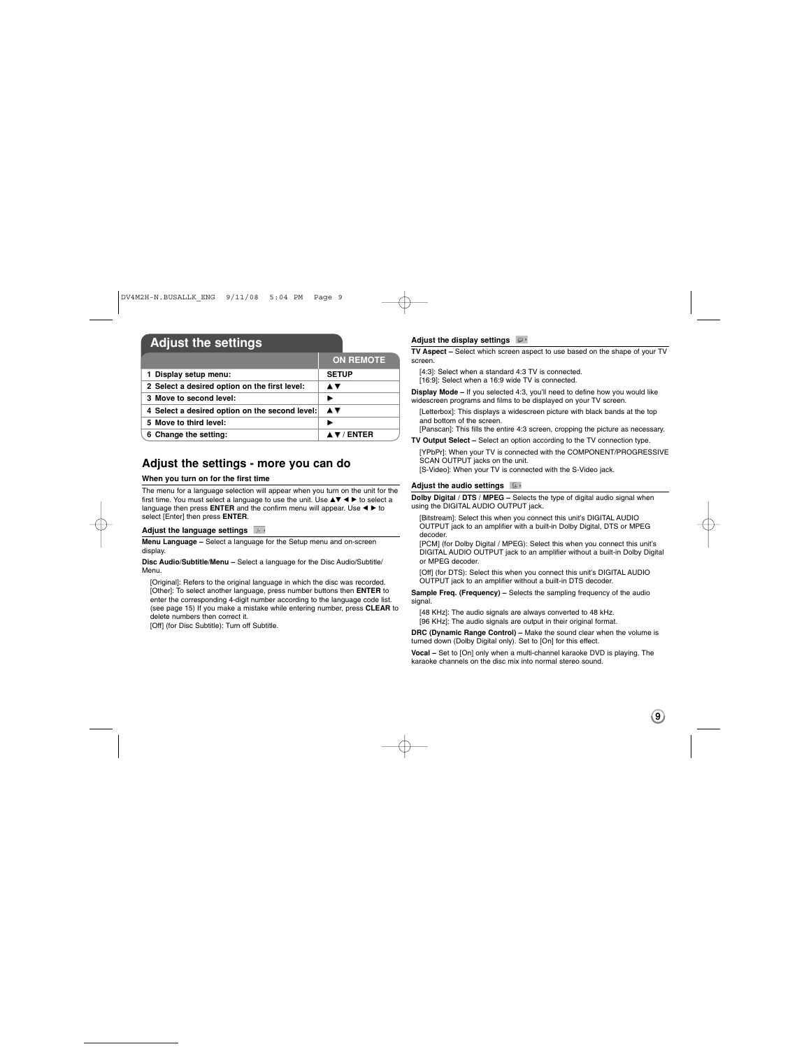# Adjust the settings

| | ON REMOTE |
|---|---|
| 1 Display setup menu: | SETUP |
| 2 Select a desired option on the first level: | ▲▼ |
| 3 Move to second level: | ► |
| 4 Select a desired option on the second level: | ▲▼ |
| 5 Move to third level: | ► |
| 6 Change the setting: | ▲▼ / ENTER |

## Adjust the settings - more you can do

### When you turn on for the first time

The menu for a language selection will appear when you turn on the unit for the first time. You must select a language to use the unit. Use ▲▼ ◄ ► to select a language then press **ENTER** and the confirm menu will appear. Use ◄ ► to select [Enter] then press **ENTER**.

### Adjust the language settings

**Menu Language –** Select a language for the Setup menu and on-screen display.

**Disc Audio/Subtitle/Menu –** Select a language for the Disc Audio/Subtitle/Menu.

[Original]: Refers to the original language in which the disc was recorded.
[Other]: To select another language, press number buttons then **ENTER** to enter the corresponding 4-digit number according to the language code list. (see page 15) If you make a mistake while entering number, press **CLEAR** to delete numbers then correct it.
[Off] (for Disc Subtitle): Turn off Subtitle.

### Adjust the display settings

**TV Aspect –** Select which screen aspect to use based on the shape of your TV screen.

[4:3]: Select when a standard 4:3 TV is connected.
[16:9]: Select when a 16:9 wide TV is connected.

**Display Mode –** If you selected 4:3, you'll need to define how you would like widescreen programs and films to be displayed on your TV screen.

[Letterbox]: This displays a widescreen picture with black bands at the top and bottom of the screen.
[Panscan]: This fills the entire 4:3 screen, cropping the picture as necessary.

**TV Output Select –** Select an option according to the TV connection type.

[YPbPr]: When your TV is connected with the COMPONENT/PROGRESSIVE SCAN OUTPUT jacks on the unit.
[S-Video]: When your TV is connected with the S-Video jack.

### Adjust the audio settings

**Dolby Digital / DTS / MPEG –** Selects the type of digital audio signal when using the DIGITAL AUDIO OUTPUT jack.

[Bitstream]: Select this when you connect this unit's DIGITAL AUDIO OUTPUT jack to an amplifier with a built-in Dolby Digital, DTS or MPEG decoder.
[PCM] (for Dolby Digital / MPEG): Select this when you connect this unit's DIGITAL AUDIO OUTPUT jack to an amplifier without a built-in Dolby Digital or MPEG decoder.

[Off] (for DTS): Select this when you connect this unit's DIGITAL AUDIO OUTPUT jack to an amplifier without a built-in DTS decoder.

**Sample Freq. (Frequency) –** Selects the sampling frequency of the audio signal.

[48 KHz]: The audio signals are always converted to 48 kHz.
[96 KHz]: The audio signals are output in their original format.

**DRC (Dynamic Range Control) –** Make the sound clear when the volume is turned down (Dolby Digital only). Set to [On] for this effect.

**Vocal –** Set to [On] only when a multi-channel karaoke DVD is playing. The karaoke channels on the disc mix into normal stereo sound.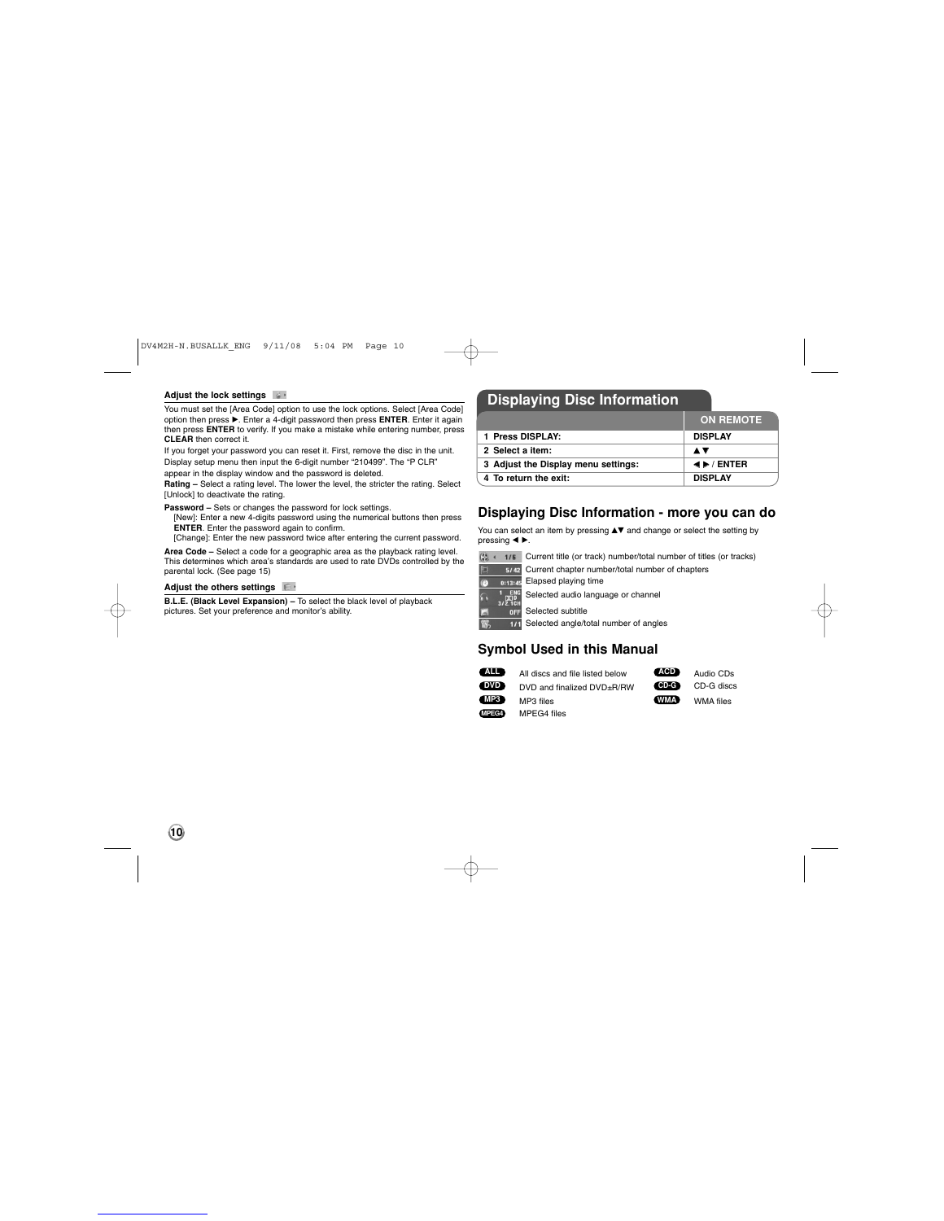### Adjust the lock settings

You must set the [Area Code] option to use the lock options. Select [Area Code] option then press ►. Enter a 4-digit password then press **ENTER**. Enter it again then press **ENTER** to verify. If you make a mistake while entering number, press **CLEAR** then correct it.

If you forget your password you can reset it. First, remove the disc in the unit. Display setup menu then input the 6-digit number "210499". The "P CLR" appear in the display window and the password is deleted.

**Rating –** Select a rating level. The lower the level, the stricter the rating. Select [Unlock] to deactivate the rating.

**Password –** Sets or changes the password for lock settings.
[New]: Enter a new 4-digits password using the numerical buttons then press **ENTER**. Enter the password again to confirm.
[Change]: Enter the new password twice after entering the current password.

**Area Code –** Select a code for a geographic area as the playback rating level. This determines which area's standards are used to rate DVDs controlled by the parental lock. (See page 15)

### Adjust the others settings

**B.L.E. (Black Level Expansion) –** To select the black level of playback pictures. Set your preference and monitor's ability.

## Displaying Disc Information

| | ON REMOTE |
|---|---|
| **1 Press DISPLAY:** | **DISPLAY** |
| **2 Select a item:** | **▲▼** |
| **3 Adjust the Display menu settings:** | **◄ ► / ENTER** |
| **4 To return the exit:** | **DISPLAY** |

## Displaying Disc Information - more you can do

You can select an item by pressing ▲▼ and change or select the setting by pressing ◄ ►.

- 1/5 — Current title (or track) number/total number of titles (or tracks)
- 5/42 — Current chapter number/total number of chapters
- 0:13:45 — Elapsed playing time
- 1 ENG 3/2.1CH — Selected audio language or channel
- OFF — Selected subtitle
- 1/1 — Selected angle/total number of angles

## Symbol Used in this Manual

| | | | |
|---|---|---|---|
| **ALL** | All discs and file listed below | **ACD** | Audio CDs |
| **DVD** | DVD and finalized DVD±R/RW | **CD-G** | CD-G discs |
| **MP3** | MP3 files | **WMA** | WMA files |
| **MPEG4** | MPEG4 files | | |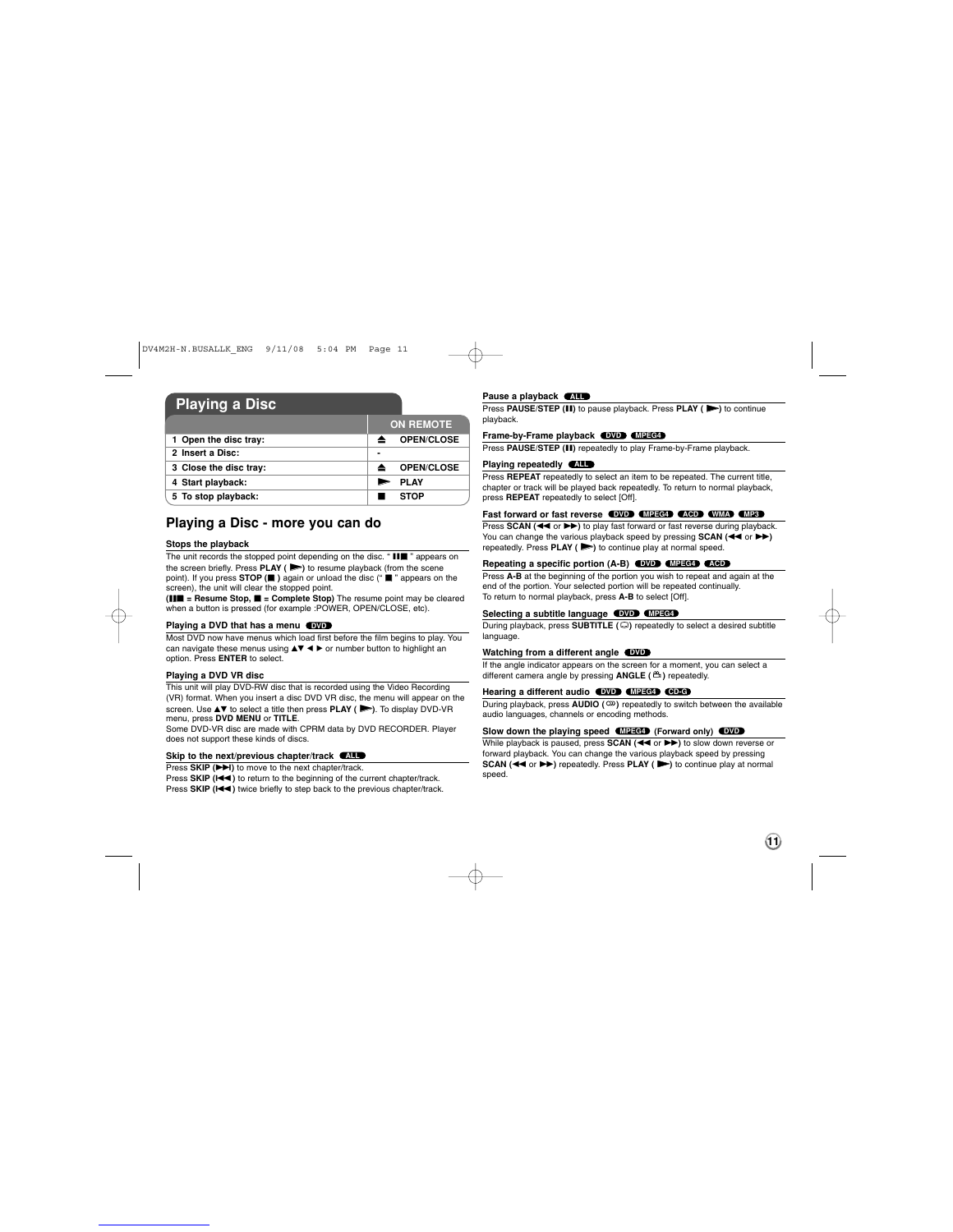## Playing a Disc

| | ON REMOTE |
|---|---|
| 1 Open the disc tray: | ⏏ OPEN/CLOSE |
| 2 Insert a Disc: | - |
| 3 Close the disc tray: | ⏏ OPEN/CLOSE |
| 4 Start playback: | ► PLAY |
| 5 To stop playback: | ■ STOP |

## Playing a Disc - more you can do

**Stops the playback**

The unit records the stopped point depending on the disc. " II■ " appears on the screen briefly. Press **PLAY ( ►)** to resume playback (from the scene point). If you press **STOP (■ )** again or unload the disc (" ■ " appears on the screen), the unit will clear the stopped point.
**(II■ = Resume Stop, ■ = Complete Stop)** The resume point may be cleared when a button is pressed (for example :POWER, OPEN/CLOSE, etc).

**Playing a DVD that has a menu** DVD

Most DVD now have menus which load first before the film begins to play. You can navigate these menus using ▲▼ ◄ ► or number button to highlight an option. Press **ENTER** to select.

**Playing a DVD VR disc**

This unit will play DVD-RW disc that is recorded using the Video Recording (VR) format. When you insert a disc DVD VR disc, the menu will appear on the screen. Use ▲▼ to select a title then press **PLAY ( ►)**. To display DVD-VR menu, press **DVD MENU** or **TITLE**.
Some DVD-VR disc are made with CPRM data by DVD RECORDER. Player does not support these kinds of discs.

**Skip to the next/previous chapter/track** ALL

Press **SKIP (►►I)** to move to the next chapter/track.
Press **SKIP (I◄◄ )** to return to the beginning of the current chapter/track.
Press **SKIP (I◄◄ )** twice briefly to step back to the previous chapter/track.

**Pause a playback** ALL

Press **PAUSE/STEP (II)** to pause playback. Press **PLAY ( ►)** to continue playback.

**Frame-by-Frame playback** DVD MPEG4

Press **PAUSE/STEP (II)** repeatedly to play Frame-by-Frame playback.

**Playing repeatedly** ALL

Press **REPEAT** repeatedly to select an item to be repeated. The current title, chapter or track will be played back repeatedly. To return to normal playback, press **REPEAT** repeatedly to select [Off].

**Fast forward or fast reverse** DVD MPEG4 ACD WMA MP3

Press **SCAN (◄◄ or ►►)** to play fast forward or fast reverse during playback. You can change the various playback speed by pressing **SCAN (◄◄ or ►►)** repeatedly. Press **PLAY ( ►)** to continue play at normal speed.

**Repeating a specific portion (A-B)** DVD MPEG4 ACD

Press **A-B** at the beginning of the portion you wish to repeat and again at the end of the portion. Your selected portion will be repeated continually.
To return to normal playback, press **A-B** to select [Off].

**Selecting a subtitle language** DVD MPEG4

During playback, press **SUBTITLE ( )** repeatedly to select a desired subtitle language.

**Watching from a different angle** DVD

If the angle indicator appears on the screen for a moment, you can select a different camera angle by pressing **ANGLE ( )** repeatedly.

**Hearing a different audio** DVD MPEG4 CD-G

During playback, press **AUDIO ( )** repeatedly to switch between the available audio languages, channels or encoding methods.

**Slow down the playing speed** MPEG4 **(Forward only)** DVD

While playback is paused, press **SCAN (◄◄ or ►►)** to slow down reverse or forward playback. You can change the various playback speed by pressing **SCAN (◄◄ or ►►)** repeatedly. Press **PLAY ( ►)** to continue play at normal speed.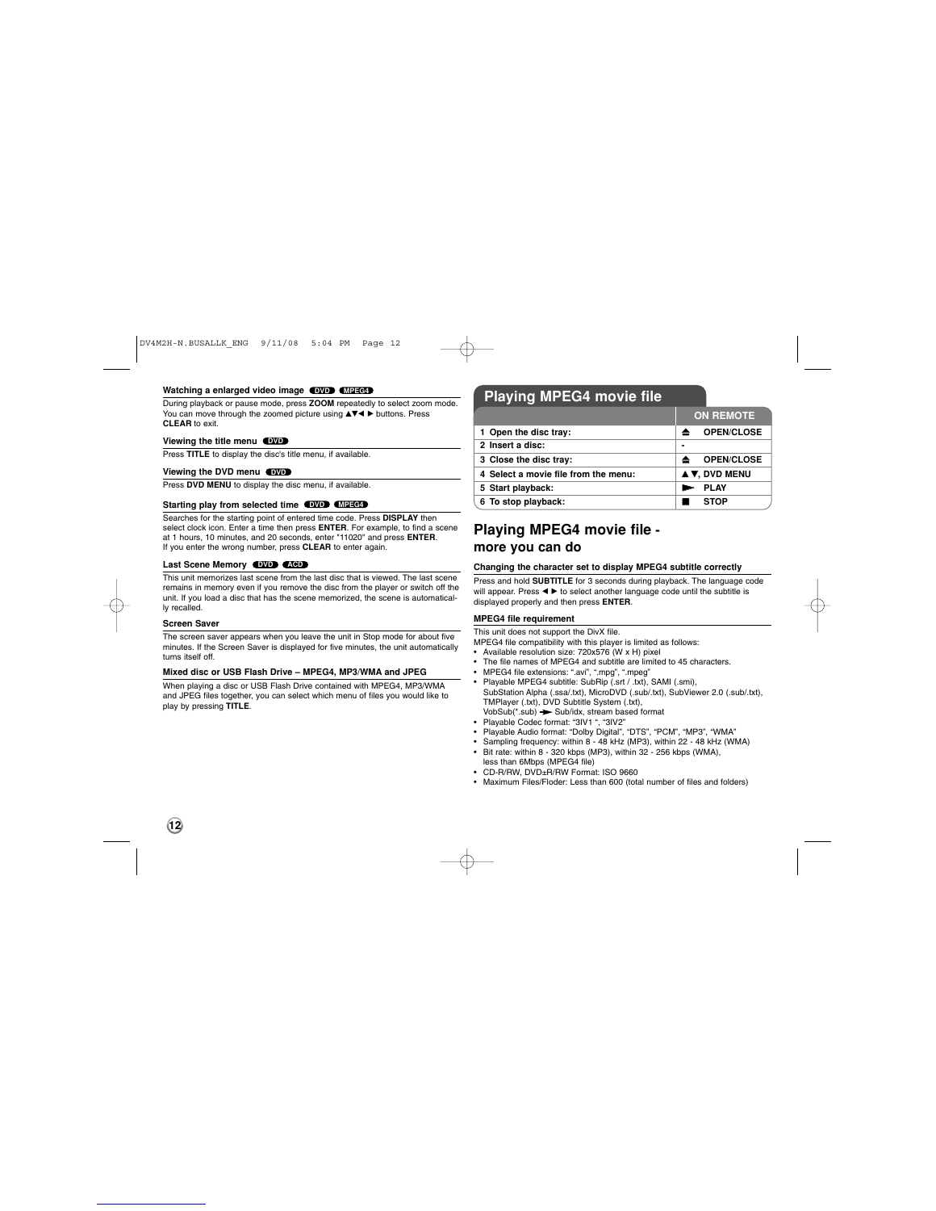### Watching a enlarged video image DVD MPEG4

During playback or pause mode, press **ZOOM** repeatedly to select zoom mode. You can move through the zoomed picture using ▲▼◄ ► buttons. Press **CLEAR** to exit.

### Viewing the title menu DVD

Press **TITLE** to display the disc's title menu, if available.

### Viewing the DVD menu DVD

Press **DVD MENU** to display the disc menu, if available.

### Starting play from selected time DVD MPEG4

Searches for the starting point of entered time code. Press **DISPLAY** then select clock icon. Enter a time then press **ENTER**. For example, to find a scene at 1 hours, 10 minutes, and 20 seconds, enter "11020" and press **ENTER**. If you enter the wrong number, press **CLEAR** to enter again.

### Last Scene Memory DVD ACD

This unit memorizes last scene from the last disc that is viewed. The last scene remains in memory even if you remove the disc from the player or switch off the unit. If you load a disc that has the scene memorized, the scene is automatically recalled.

### Screen Saver

The screen saver appears when you leave the unit in Stop mode for about five minutes. If the Screen Saver is displayed for five minutes, the unit automatically turns itself off.

### Mixed disc or USB Flash Drive – MPEG4, MP3/WMA and JPEG

When playing a disc or USB Flash Drive contained with MPEG4, MP3/WMA and JPEG files together, you can select which menu of files you would like to play by pressing **TITLE**.

## Playing MPEG4 movie file

| | ON REMOTE |
|---|---|
| 1 Open the disc tray: | ⏏ OPEN/CLOSE |
| 2 Insert a disc: | - |
| 3 Close the disc tray: | ⏏ OPEN/CLOSE |
| 4 Select a movie file from the menu: | ▲▼, DVD MENU |
| 5 Start playback: | ► PLAY |
| 6 To stop playback: | ■ STOP |

## Playing MPEG4 movie file - more you can do

### Changing the character set to display MPEG4 subtitle correctly

Press and hold **SUBTITLE** for 3 seconds during playback. The language code will appear. Press ◄ ► to select another language code until the subtitle is displayed properly and then press **ENTER**.

### MPEG4 file requirement

This unit does not support the DivX file.
MPEG4 file compatibility with this player is limited as follows:

- Available resolution size: 720x576 (W x H) pixel
- The file names of MPEG4 and subtitle are limited to 45 characters.
- MPEG4 file extensions: ".avi", ".mpg", ".mpeg"
- Playable MPEG4 subtitle: SubRip (.srt / .txt), SAMI (.smi), SubStation Alpha (.ssa/.txt), MicroDVD (.sub/.txt), SubViewer 2.0 (.sub/.txt), TMPlayer (.txt), DVD Subtitle System (.txt), VobSub(*.sub) ➔ Sub/idx, stream based format
- Playable Codec format: "3IV1 ", "3IV2"
- Playable Audio format: "Dolby Digital", "DTS", "PCM", "MP3", "WMA"
- Sampling frequency: within 8 - 48 kHz (MP3), within 22 - 48 kHz (WMA)
- Bit rate: within 8 - 320 kbps (MP3), within 32 - 256 kbps (WMA), less than 6Mbps (MPEG4 file)
- CD-R/RW, DVD±R/RW Format: ISO 9660
- Maximum Files/Floder: Less than 600 (total number of files and folders)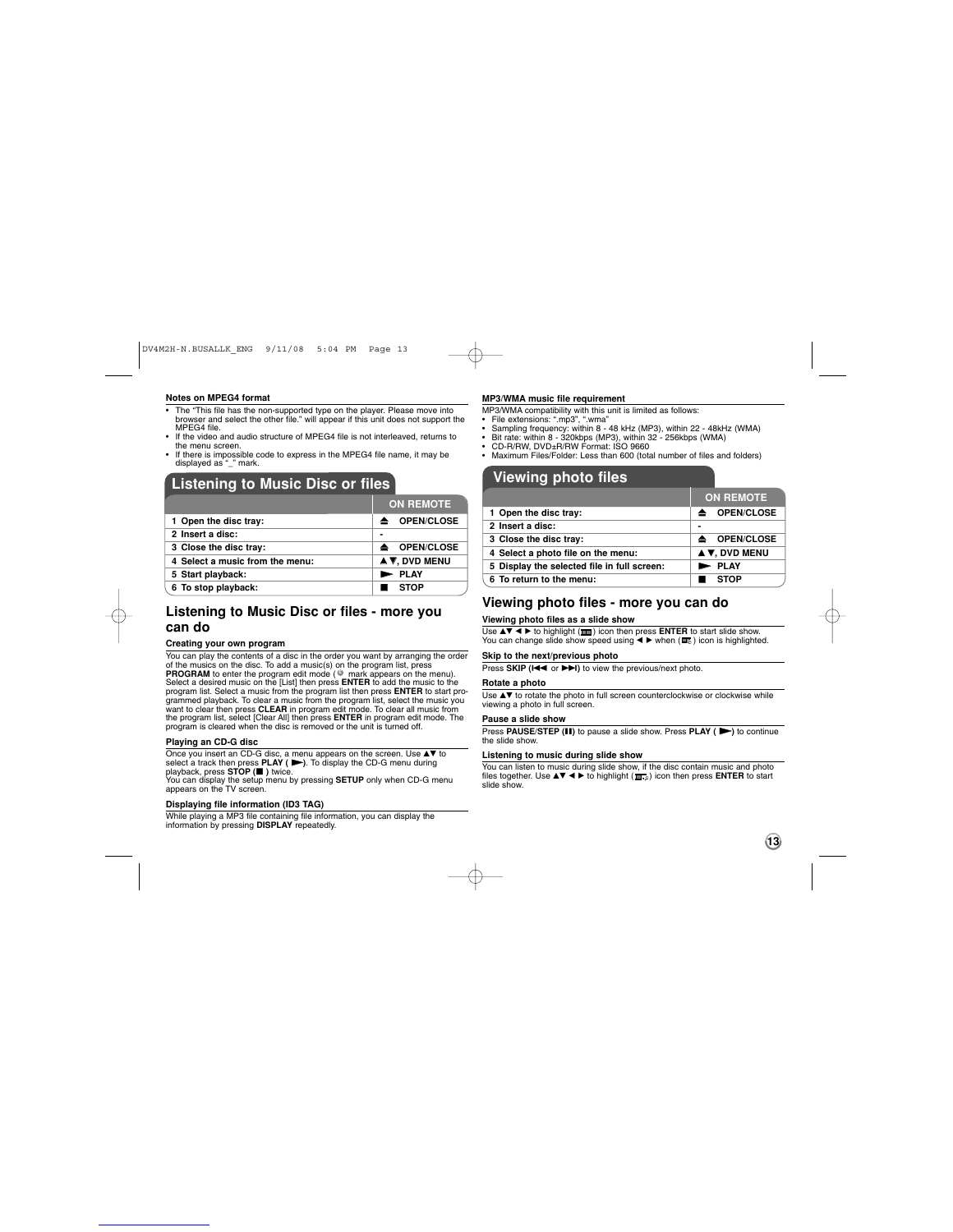### Notes on MPEG4 format

- The "This file has the non-supported type on the player. Please move into browser and select the other file." will appear if this unit does not support the MPEG4 file.
- If the video and audio structure of MPEG4 file is not interleaved, returns to the menu screen.
- If there is impossible code to express in the MPEG4 file name, it may be displayed as "_" mark.

## Listening to Music Disc or files

| | ON REMOTE |
|---|---|
| 1 Open the disc tray: | ⏏ OPEN/CLOSE |
| 2 Insert a disc: | - |
| 3 Close the disc tray: | ⏏ OPEN/CLOSE |
| 4 Select a music from the menu: | ▲▼, DVD MENU |
| 5 Start playback: | ► PLAY |
| 6 To stop playback: | ■ STOP |

## Listening to Music Disc or files - more you can do

### Creating your own program

You can play the contents of a disc in the order you want by arranging the order of the musics on the disc. To add a music(s) on the program list, press **PROGRAM** to enter the program edit mode ( mark appears on the menu). Select a desired music on the [List] then press **ENTER** to add the music to the program list. Select a music from the program list then press **ENTER** to start programmed playback. To clear a music from the program list, select the music you want to clear then press **CLEAR** in program edit mode. To clear all music from the program list, select [Clear All] then press **ENTER** in program edit mode. The program is cleared when the disc is removed or the unit is turned off.

### Playing an CD-G disc

Once you insert an CD-G disc, a menu appears on the screen. Use ▲▼ to select a track then press **PLAY ( ►)**. To display the CD-G menu during playback, press **STOP (■ )** twice.
You can display the setup menu by pressing **SETUP** only when CD-G menu appears on the TV screen.

### Displaying file information (ID3 TAG)

While playing a MP3 file containing file information, you can display the information by pressing **DISPLAY** repeatedly.

### MP3/WMA music file requirement

MP3/WMA compatibility with this unit is limited as follows:

- File extensions: ".mp3", ".wma"
- Sampling frequency: within 8 - 48 kHz (MP3), within 22 - 48kHz (WMA)
- Bit rate: within 8 - 320kbps (MP3), within 32 - 256kbps (WMA)
- CD-R/RW, DVD±R/RW Format: ISO 9660
- Maximum Files/Folder: Less than 600 (total number of files and folders)

## Viewing photo files

| | ON REMOTE |
|---|---|
| 1 Open the disc tray: | ⏏ OPEN/CLOSE |
| 2 Insert a disc: | - |
| 3 Close the disc tray: | ⏏ OPEN/CLOSE |
| 4 Select a photo file on the menu: | ▲▼, DVD MENU |
| 5 Display the selected file in full screen: | ► PLAY |
| 6 To return to the menu: | ■ STOP |

## Viewing photo files - more you can do

### Viewing photo files as a slide show

Use ▲▼ ◄ ► to highlight ( ) icon then press **ENTER** to start slide show. You can change slide show speed using ◄ ► when ( ) icon is highlighted.

### Skip to the next/previous photo

Press **SKIP (I◄◄ or ►►I)** to view the previous/next photo.

### Rotate a photo

Use ▲▼ to rotate the photo in full screen counterclockwise or clockwise while viewing a photo in full screen.

### Pause a slide show

Press **PAUSE/STEP (II)** to pause a slide show. Press **PLAY ( ►)** to continue the slide show.

### Listening to music during slide show

You can listen to music during slide show, if the disc contain music and photo files together. Use ▲▼ ◄ ► to highlight ( ) icon then press **ENTER** to start slide show.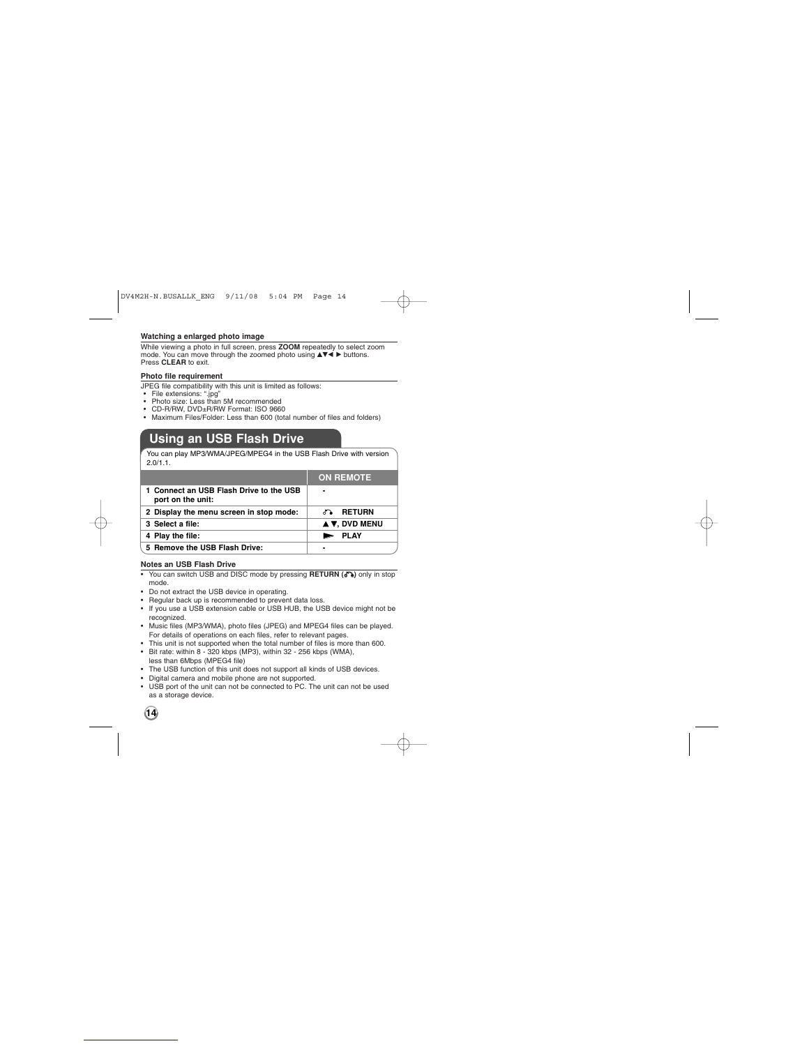### Watching a enlarged photo image

While viewing a photo in full screen, press **ZOOM** repeatedly to select zoom mode. You can move through the zoomed photo using ▲▼◄ ► buttons. Press **CLEAR** to exit.

### Photo file requirement

JPEG file compatibility with this unit is limited as follows:

- File extensions: ".jpg"
- Photo size: Less than 5M recommended
- CD-R/RW, DVD±R/RW Format: ISO 9660
- Maximum Files/Folder: Less than 600 (total number of files and folders)

## Using an USB Flash Drive

You can play MP3/WMA/JPEG/MPEG4 in the USB Flash Drive with version 2.0/1.1.

| | ON REMOTE |
|---|---|
| **1 Connect an USB Flash Drive to the USB port on the unit:** | - |
| **2 Display the menu screen in stop mode:** | RETURN |
| **3 Select a file:** | ▲▼, DVD MENU |
| **4 Play the file:** | ► PLAY |
| **5 Remove the USB Flash Drive:** | - |

### Notes an USB Flash Drive

- You can switch USB and DISC mode by pressing **RETURN** only in stop mode.
- Do not extract the USB device in operating.
- Regular back up is recommended to prevent data loss.
- If you use a USB extension cable or USB HUB, the USB device might not be recognized.
- Music files (MP3/WMA), photo files (JPEG) and MPEG4 files can be played. For details of operations on each files, refer to relevant pages.
- This unit is not supported when the total number of files is more than 600.
- Bit rate: within 8 - 320 kbps (MP3), within 32 - 256 kbps (WMA), less than 6Mbps (MPEG4 file)
- The USB function of this unit does not support all kinds of USB devices.
- Digital camera and mobile phone are not supported.
- USB port of the unit can not be connected to PC. The unit can not be used as a storage device.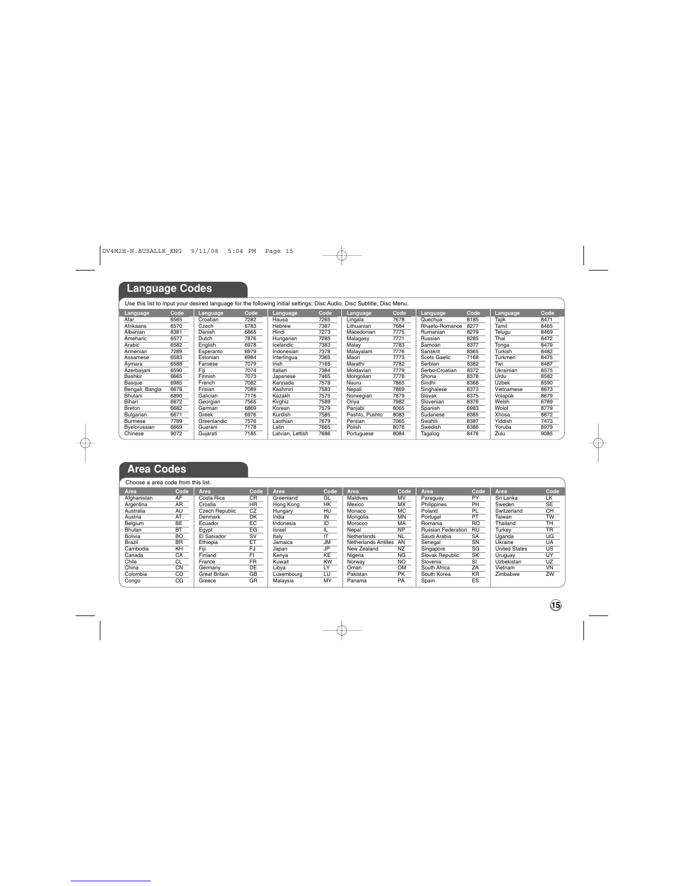## Language Codes

Use this list to input your desired language for the following initial settings: Disc Audio, Disc Subtitle, Disc Menu.

| Language | Code | Language | Code | Language | Code | Language | Code | Language | Code | Language | Code |
|---|---|---|---|---|---|---|---|---|---|---|---|
| Afar | 6565 | Croatian | 7282 | Hausa | 7265 | Lingala | 7678 | Quechua | 8185 | Tajik | 8471 |
| Afrikaans | 6570 | Czech | 6783 | Hebrew | 7387 | Lithuanian | 7684 | Rhaeto-Romance | 8277 | Tamil | 8465 |
| Albanian | 8381 | Danish | 6865 | Hindi | 7273 | Macedonian | 7775 | Rumanian | 8279 | Telugu | 8469 |
| Ameharic | 6577 | Dutch | 7876 | Hungarian | 7285 | Malagasy | 7771 | Russian | 8285 | Thai | 8472 |
| Arabic | 6582 | English | 6978 | Icelandic | 7383 | Malay | 7783 | Samoan | 8377 | Tonga | 8479 |
| Armenian | 7289 | Esperanto | 6979 | Indonesian | 7378 | Malayalam | 7776 | Sanskrit | 8365 | Turkish | 8482 |
| Assamese | 6583 | Estonian | 6984 | Interlingua | 7365 | Maori | 7773 | Scots Gaelic | 7168 | Turkmen | 8475 |
| Aymara | 6588 | Faroese | 7079 | Irish | 7165 | Marathi | 7782 | Serbian | 8382 | Twi | 8487 |
| Azerbaijani | 6590 | Fiji | 7074 | Italian | 7384 | Moldavian | 7779 | Serbo-Croatian | 8372 | Ukrainian | 8575 |
| Bashkir | 6665 | Finnish | 7073 | Japanese | 7465 | Mongolian | 7778 | Shona | 8378 | Urdu | 8582 |
| Basque | 6985 | French | 7082 | Kannada | 7578 | Nauru | 7865 | Sindhi | 8368 | Uzbek | 8590 |
| Bengali; Bangla | 6678 | Frisian | 7089 | Kashmiri | 7583 | Nepali | 7869 | Singhalese | 8373 | Vietnamese | 8673 |
| Bhutani | 6890 | Galician | 7176 | Kazakh | 7575 | Norwegian | 7879 | Slovak | 8375 | Volapük | 8679 |
| Bihari | 6672 | Georgian | 7565 | Kirghiz | 7589 | Oriya | 7982 | Slovenian | 8376 | Welsh | 6789 |
| Breton | 6682 | German | 6869 | Korean | 7579 | Panjabi | 8065 | Spanish | 6983 | Wolof | 8779 |
| Bulgarian | 6671 | Greek | 6976 | Kurdish | 7585 | Pashto, Pushto | 8083 | Sudanese | 8385 | Xhosa | 8872 |
| Burmese | 7789 | Greenlandic | 7576 | Laothian | 7679 | Persian | 7065 | Swahili | 8387 | Yiddish | 7473 |
| Byelorussian | 6669 | Guarani | 7178 | Latin | 7665 | Polish | 8076 | Swedish | 8386 | Yoruba | 8979 |
| Chinese | 9072 | Gujarati | 7185 | Latvian, Lettish | 7686 | Portuguese | 8084 | Tagalog | 8476 | Zulu | 9085 |

## Area Codes

Choose a area code from this list.

| Area | Code | Area | Code | Area | Code | Area | Code | Area | Code | Area | Code |
|---|---|---|---|---|---|---|---|---|---|---|---|
| Afghanistan | AF | Costa Rica | CR | Greenland | GL | Maldives | MV | Paraguay | PY | Sri Lanka | LK |
| Argentina | AR | Croatia | HR | Hong Kong | HK | Mexico | MX | Philippines | PH | Sweden | SE |
| Australia | AU | Czech Republic | CZ | Hungary | HU | Monaco | MC | Poland | PL | Switzerland | CH |
| Austria | AT | Denmark | DK | India | IN | Mongolia | MN | Portugal | PT | Taiwan | TW |
| Belgium | BE | Ecuador | EC | Indonesia | ID | Morocco | MA | Romania | RO | Thailand | TH |
| Bhutan | BT | Egypt | EG | Israel | IL | Nepal | NP | Russian Federation | RU | Turkey | TR |
| Bolivia | BO | El Salvador | SV | Italy | IT | Netherlands | NL | Saudi Arabia | SA | Uganda | UG |
| Brazil | BR | Ethiopia | ET | Jamaica | JM | Netherlands Antilles | AN | Senegal | SN | Ukraine | UA |
| Cambodia | KH | Fiji | FJ | Japan | JP | New Zealand | NZ | Singapore | SG | United States | US |
| Canada | CA | Finland | FI | Kenya | KE | Nigeria | NG | Slovak Republic | SK | Uruguay | UY |
| Chile | CL | France | FR | Kuwait | KW | Norway | NO | Slovenia | SI | Uzbekistan | UZ |
| China | CN | Germany | DE | Libya | LY | Oman | OM | South Africa | ZA | Vietnam | VN |
| Colombia | CO | Great Britain | GB | Luxembourg | LU | Pakistan | PK | South Korea | KR | Zimbabwe | ZW |
| Congo | CG | Greece | GR | Malaysia | MY | Panama | PA | Spain | ES | | |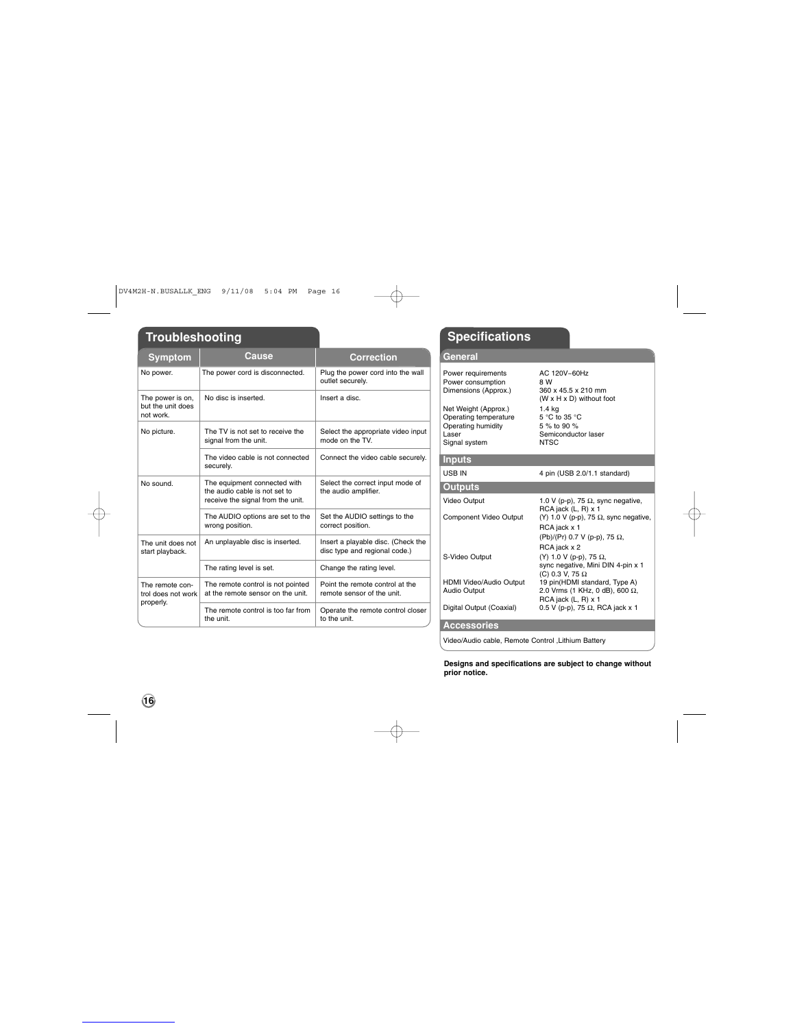## Troubleshooting

| Symptom | Cause | Correction |
|---|---|---|
| No power. | The power cord is disconnected. | Plug the power cord into the wall outlet securely. |
| The power is on, but the unit does not work. | No disc is inserted. | Insert a disc. |
| No picture. | The TV is not set to receive the signal from the unit. | Select the appropriate video input mode on the TV. |
| | The video cable is not connected securely. | Connect the video cable securely. |
| No sound. | The equipment connected with the audio cable is not set to receive the signal from the unit. | Select the correct input mode of the audio amplifier. |
| | The AUDIO options are set to the wrong position. | Set the AUDIO settings to the correct position. |
| The unit does not start playback. | An unplayable disc is inserted. | Insert a playable disc. (Check the disc type and regional code.) |
| | The rating level is set. | Change the rating level. |
| The remote control does not work properly. | The remote control is not pointed at the remote sensor on the unit. | Point the remote control at the remote sensor of the unit. |
| | The remote control is too far from the unit. | Operate the remote control closer to the unit. |

## Specifications

### General

| | |
|---|---|
| Power requirements | AC 120V~60Hz |
| Power consumption | 8 W |
| Dimensions (Approx.) | 360 x 45.5 x 210 mm (W x H x D) without foot |
| Net Weight (Approx.) | 1.4 kg |
| Operating temperature | 5 °C to 35 °C |
| Operating humidity | 5 % to 90 % |
| Laser | Semiconductor laser |
| Signal system | NTSC |

### Inputs

| | |
|---|---|
| USB IN | 4 pin (USB 2.0/1.1 standard) |

### Outputs

| | |
|---|---|
| Video Output | 1.0 V (p-p), 75 Ω, sync negative, RCA jack (L, R) x 1 |
| Component Video Output | (Y) 1.0 V (p-p), 75 Ω, sync negative, RCA jack x 1<br>(Pb)/(Pr) 0.7 V (p-p), 75 Ω, RCA jack x 2 |
| S-Video Output | (Y) 1.0 V (p-p), 75 Ω, sync negative, Mini DIN 4-pin x 1<br>(C) 0.3 V, 75 Ω |
| HDMI Video/Audio Output | 19 pin(HDMI standard, Type A) |
| Audio Output | 2.0 Vrms (1 KHz, 0 dB), 600 Ω, RCA jack (L, R) x 1 |
| Digital Output (Coaxial) | 0.5 V (p-p), 75 Ω, RCA jack x 1 |

### Accessories

Video/Audio cable, Remote Control ,Lithium Battery

**Designs and specifications are subject to change without prior notice.**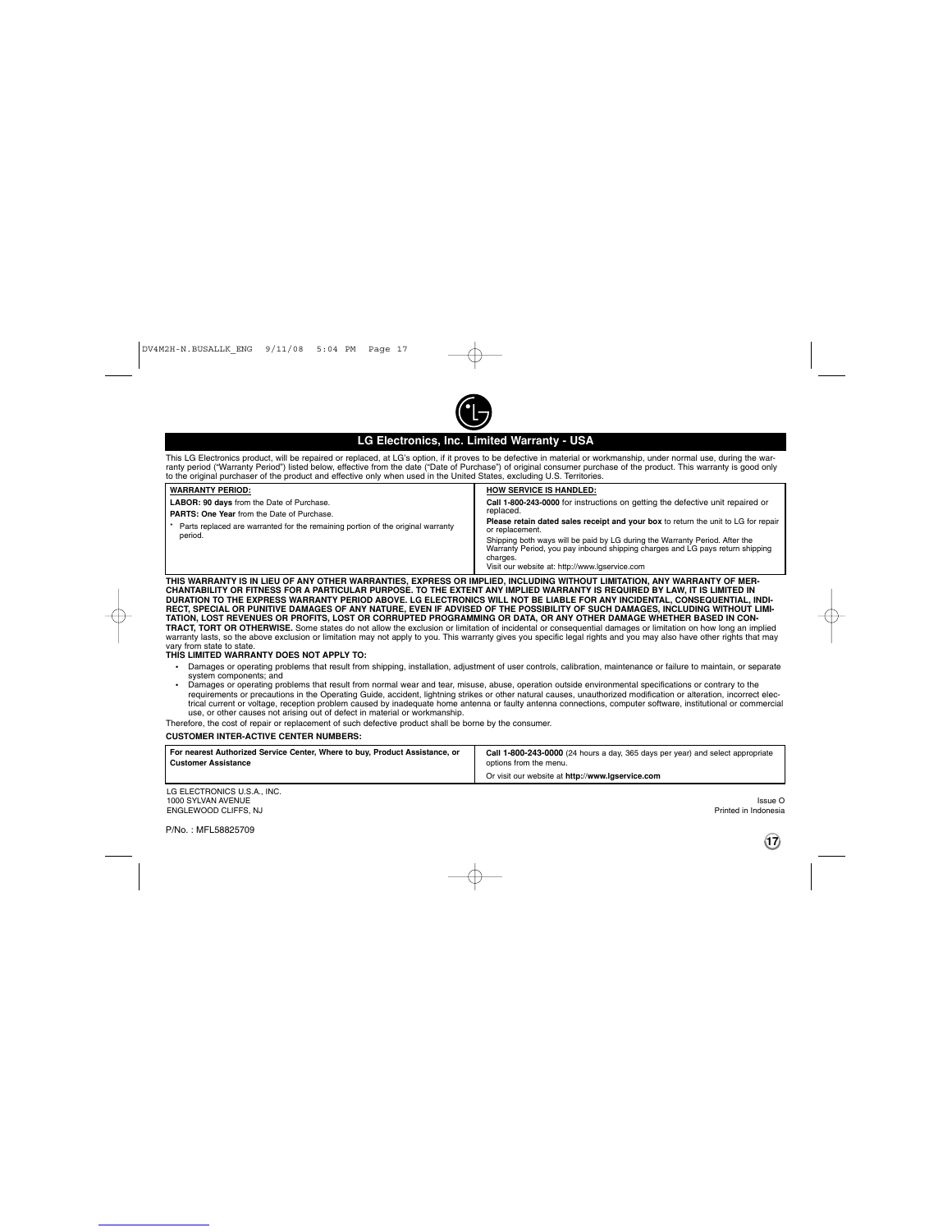## LG Electronics, Inc. Limited Warranty - USA

This LG Electronics product, will be repaired or replaced, at LG's option, if it proves to be defective in material or workmanship, under normal use, during the warranty period ("Warranty Period") listed below, effective from the date ("Date of Purchase") of original consumer purchase of the product. This warranty is good only to the original purchaser of the product and effective only when used in the United States, excluding U.S. Territories.

| WARRANTY PERIOD: | HOW SERVICE IS HANDLED: |
|---|---|
| **LABOR: 90 days** from the Date of Purchase.<br>**PARTS: One Year** from the Date of Purchase.<br>* Parts replaced are warranted for the remaining portion of the original warranty period. | **Call 1-800-243-0000** for instructions on getting the defective unit repaired or replaced.<br>**Please retain dated sales receipt and your box** to return the unit to LG for repair or replacement.<br>Shipping both ways will be paid by LG during the Warranty Period. After the Warranty Period, you pay inbound shipping charges and LG pays return shipping charges.<br>Visit our website at: http://www.lgservice.com |

**THIS WARRANTY IS IN LIEU OF ANY OTHER WARRANTIES, EXPRESS OR IMPLIED, INCLUDING WITHOUT LIMITATION, ANY WARRANTY OF MERCHANTABILITY OR FITNESS FOR A PARTICULAR PURPOSE. TO THE EXTENT ANY IMPLIED WARRANTY IS REQUIRED BY LAW, IT IS LIMITED IN DURATION TO THE EXPRESS WARRANTY PERIOD ABOVE. LG ELECTRONICS WILL NOT BE LIABLE FOR ANY INCIDENTAL, CONSEQUENTIAL, INDIRECT, SPECIAL OR PUNITIVE DAMAGES OF ANY NATURE, EVEN IF ADVISED OF THE POSSIBILITY OF SUCH DAMAGES, INCLUDING WITHOUT LIMITATION, LOST REVENUES OR PROFITS, LOST OR CORRUPTED PROGRAMMING OR DATA, OR ANY OTHER DAMAGE WHETHER BASED IN CONTRACT, TORT OR OTHERWISE.** Some states do not allow the exclusion or limitation of incidental or consequential damages or limitation on how long an implied warranty lasts, so the above exclusion or limitation may not apply to you. This warranty gives you specific legal rights and you may also have other rights that may vary from state to state.

**THIS LIMITED WARRANTY DOES NOT APPLY TO:**

- Damages or operating problems that result from shipping, installation, adjustment of user controls, calibration, maintenance or failure to maintain, or separate system components; and
- Damages or operating problems that result from normal wear and tear, misuse, abuse, operation outside environmental specifications or contrary to the requirements or precautions in the Operating Guide, accident, lightning strikes or other natural causes, unauthorized modification or alteration, incorrect electrical current or voltage, reception problem caused by inadequate home antenna or faulty antenna connections, computer software, institutional or commercial use, or other causes not arising out of defect in material or workmanship.

Therefore, the cost of repair or replacement of such defective product shall be borne by the consumer.

**CUSTOMER INTER-ACTIVE CENTER NUMBERS:**

| | |
|---|---|
| **For nearest Authorized Service Center, Where to buy, Product Assistance, or Customer Assistance** | **Call 1-800-243-0000** (24 hours a day, 365 days per year) and select appropriate options from the menu.<br>Or visit our website at **http://www.lgservice.com** |

LG ELECTRONICS U.S.A., INC.
1000 SYLVAN AVENUE
ENGLEWOOD CLIFFS, NJ

Issue O
Printed in Indonesia

P/No. : MFL58825709